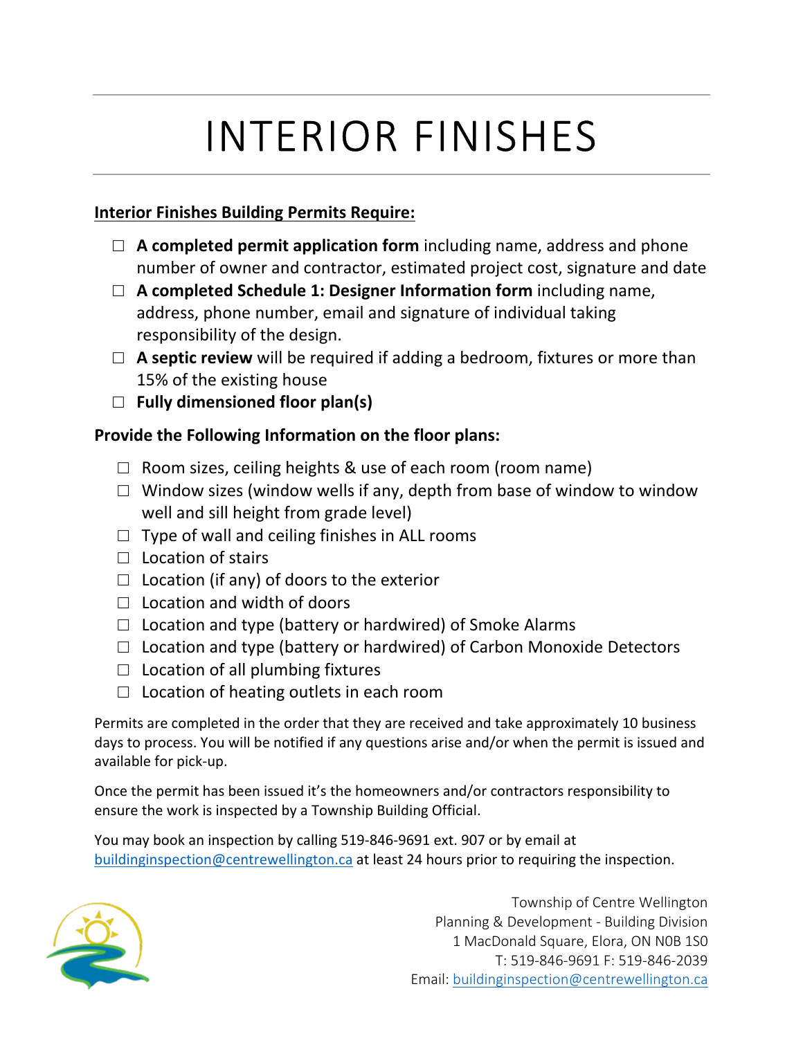# INTERIOR FINISHES

**Interior Finishes Building Permits Require:**

- ☐ **A completed permit application form** including name, address and phone number of owner and contractor, estimated project cost, signature and date
- ☐ **A completed Schedule 1: Designer Information form** including name, address, phone number, email and signature of individual taking responsibility of the design.
- ☐ **A septic review** will be required if adding a bedroom, fixtures or more than 15% of the existing house
- ☐ **Fully dimensioned floor plan(s)**

**Provide the Following Information on the floor plans:**

- ☐ Room sizes, ceiling heights & use of each room (room name)
- ☐ Window sizes (window wells if any, depth from base of window to window well and sill height from grade level)
- ☐ Type of wall and ceiling finishes in ALL rooms
- ☐ Location of stairs
- ☐ Location (if any) of doors to the exterior
- ☐ Location and width of doors
- ☐ Location and type (battery or hardwired) of Smoke Alarms
- ☐ Location and type (battery or hardwired) of Carbon Monoxide Detectors
- ☐ Location of all plumbing fixtures
- ☐ Location of heating outlets in each room

Permits are completed in the order that they are received and take approximately 10 business days to process. You will be notified if any questions arise and/or when the permit is issued and available for pick-up.

Once the permit has been issued it's the homeowners and/or contractors responsibility to ensure the work is inspected by a Township Building Official.

You may book an inspection by calling 519-846-9691 ext. 907 or by email at buildinginspection@centrewellington.ca at least 24 hours prior to requiring the inspection.

Township of Centre Wellington
Planning & Development - Building Division
1 MacDonald Square, Elora, ON N0B 1S0
T: 519-846-9691 F: 519-846-2039
Email: buildinginspection@centrewellington.ca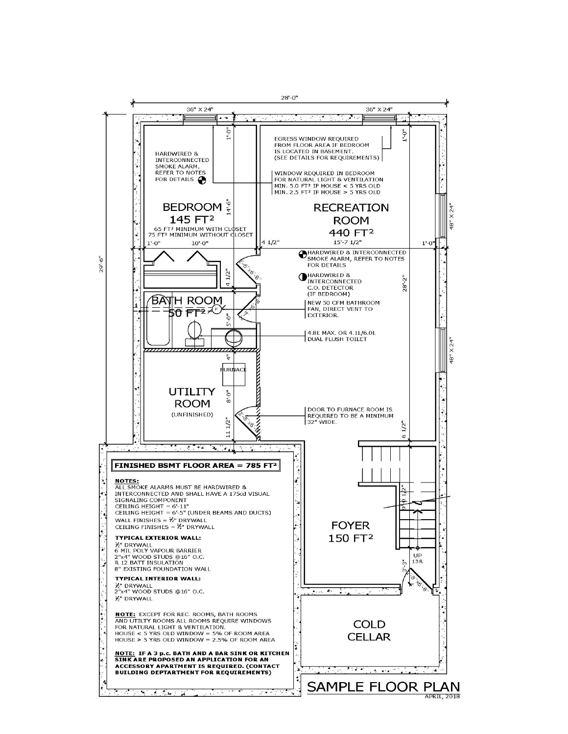28'-0"

36" X 24"

36" X 24"

29'-6"

1'-0"

1'-0"

HARDWIRED & INTERCONNECTED SMOKE ALARM, REFER TO NOTES FOR DETAILS

EGRESS WINDOW REQUIRED FROM FLOOR AREA IF BEDROOM IS LOCATED IN BASEMENT. (SEE DETAILS FOR REQUIREMENTS)

WINDOW REQUIRED IN BEDROOM FOR NATURAL LIGHT & VENTILATION
MIN. 5.0 FT² IF HOUSE < 5 YRS OLD
MIN. 2.5 FT² IF HOUSE > 5 YRS OLD

BEDROOM
145 FT²
65 FT² MINIMUM WITH CLOSET
75 FT² MINIMUM WITHOUT CLOSET

14'-6"

RECREATION ROOM
440 FT²

48" X 24"

1'-0"   10'-0"   4 1/2"   15'-7 1/2"   1'-0"

HARDWIRED & INTERCONNECTED SMOKE ALARM, REFER TO NOTES FOR DETAILS

HARDWIRED & INTERCONNECTED C.O. DETECTOR (IF BEDROOM)

2'-6"X6'-6"

4 1/2"

28'-2"

BATH ROOM
50 FT²

2'-4"X6'-8"

NEW 50 CFM BATHROOM FAN, DIRECT VENT TO EXTERIOR.

5'-0"

4.8L MAX. OR 4.1L/6.0L DUAL FLUSH TOILET

48" X 24"

4"

FURNACE

UTILITY ROOM
(UNFINISHED)

8'-0"

2'-8"X6'-8"

DOOR TO FURNACE ROOM IS REQUIRED TO BE A MINIMUM 32" WIDE.

11 1/2"

6 1/2"

**FINISHED BSMT FLOOR AREA = 785 FT²**

**NOTES:**
ALL SMOKE ALARMS MUST BE HARDWIRED & INTERCONNECTED AND SHALL HAVE A 175cd VISUAL SIGNALING COMPONENT
CEILING HEIGHT = 6'-11"
CEILING HEIGHT = 6'-5" (UNDER BEAMS AND DUCTS)
WALL FINISHES = ½" DRYWALL
CEILING FINISHES = ½" DRYWALL

**TYPICAL EXTERIOR WALL:**
½" DRYWALL
6 MIL POLY VAPOUR BARRIER
2"x4" WOOD STUDS @16" O.C.
R 12 BATT INSULATION
8" EXISTING FOUNDATION WALL

**TYPICAL INTERIOR WALL:**
½" DRYWALL
2"x4" WOOD STUDS @16" O.C.
½" DRYWALL

**NOTE:** EXCEPT FOR REC. ROOMS, BATH ROOMS AND UTILTY ROOMS ALL ROOMS REQUIRE WINDOWS FOR NATURAL LIGHT & VENTILATION.
HOUSE < 5 YRS OLD WINDOW = 5% OF ROOM AREA
HOUSE > 5 YRS OLD WINDOW = 2.5% OF ROOM AREA

**NOTE: IF A 3 p.c. BATH AND A BAR SINK OR KITCHEN SINK ARE PROPOSED AN APPLICATION FOR AN ACCESSORY APARTMENT IS REQUIRED. (CONTACT BUILDING DEPTARTMENT FOR REQUIREMENTS)**

9'-0 1/2"

FOYER
150 FT²

UP
13R

3'-3"

2'-8"X6'-8"

COLD CELLAR

SAMPLE FLOOR PLAN

APRIL, 2018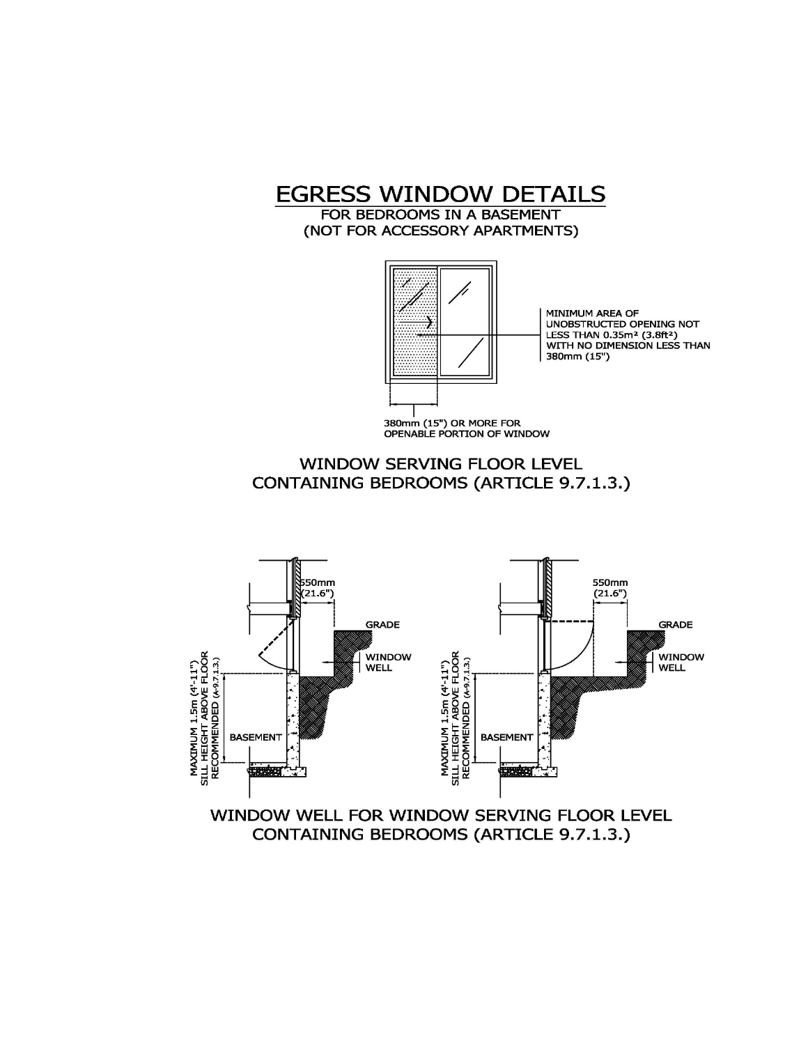# EGRESS WINDOW DETAILS

FOR BEDROOMS IN A BASEMENT
(NOT FOR ACCESSORY APARTMENTS)

MINIMUM AREA OF UNOBSTRUCTED OPENING NOT LESS THAN 0.35m² (3.8ft²) WITH NO DIMENSION LESS THAN 380mm (15")

380mm (15") OR MORE FOR OPENABLE PORTION OF WINDOW

WINDOW SERVING FLOOR LEVEL CONTAINING BEDROOMS (ARTICLE 9.7.1.3.)

550mm (21.6")

GRADE

WINDOW WELL

MAXIMUM 1.5m (4'-11") SILL HEIGHT ABOVE FLOOR RECOMMENDED (A-9.7.1.3.)

BASEMENT

550mm (21.6")

GRADE

WINDOW WELL

MAXIMUM 1.5m (4'-11") SILL HEIGHT ABOVE FLOOR RECOMMENDED (A-9.7.1.3.)

BASEMENT

WINDOW WELL FOR WINDOW SERVING FLOOR LEVEL CONTAINING BEDROOMS (ARTICLE 9.7.1.3.)